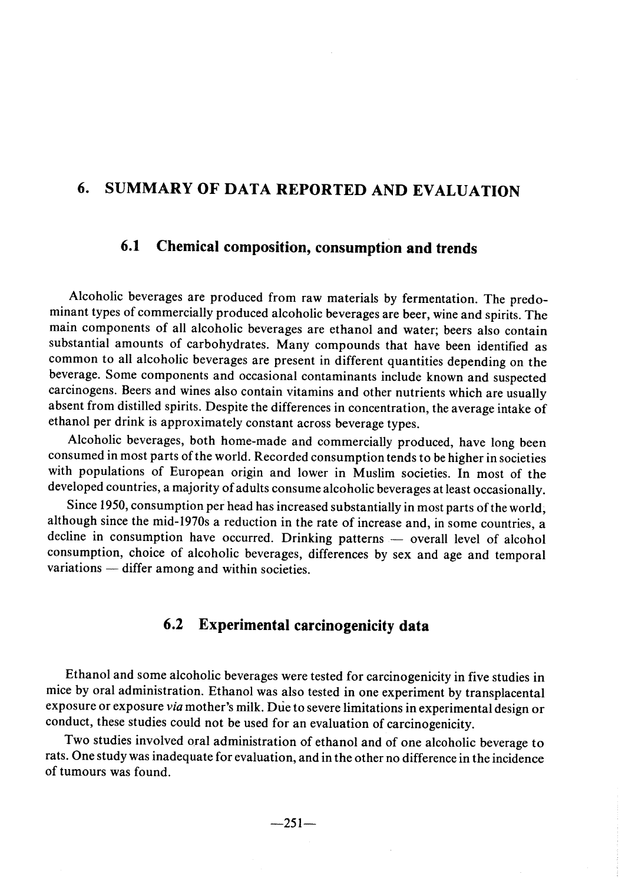# 6. SUMMARY OF DATA REPORTED AND EVALUATION

## 6.1 Chemical composition, consumption and trends

Alcoholic beverages are produced from raw materials by fermentation. The predominant types of commercially produced alcoholic beverages are beer, wine and spirits. The main components of all alcoholic beverages are ethanol and water; beers also contain substantial amounts of carbohydrates. Many compounds that have been identified as common to all alcoholic beverages are present in different quantities depending on the beverage. Some components and occasional contaminants include known and suspected carcinogens. Beers and wines also contain vitamins and other nutrients which are usually absent from distilled spirits. Despite the differences in concentration, the average intake of ethanol per drink is approximately constant across beverage types.

Alcoholic beverages, both home-made and commercially produced, have long been consumed in most parts of the world. Recorded consumption tends to be higher in societies with populations of European origin and lower in Muslim societies. In most of the developed countries, a majority of adults consume alcoholic beverages at least occasionally.

Since 1950, consumption per head has increased substantially in most parts of the world, although since the mid-1970s a reduction in the rate of increase and, in some countries, a decline in consumption have occurred. Drinking patterns — overall level of alcohol consumption, choice of alcoholic beverages, differences by sex and age and temporal variations — differ among and within societies.

## 6.2 Experimental carcinogenicity data

Ethanol and some alcoholic beverages were tested for carcinogenicity in five studies in mice by oral administration. Ethanol was also tested in one experiment by transplacental exposure or exposure *via* mother's milk. Due to severe limitations in experimental design or conduct, these studies could not be used for an evaluation of carcinogenicity.

Two studies involved oral administration of ethanol and of one alcoholic beverage to rats. One study was inadequate for evaluation, and in the other no difference in the incidence of tumours was found.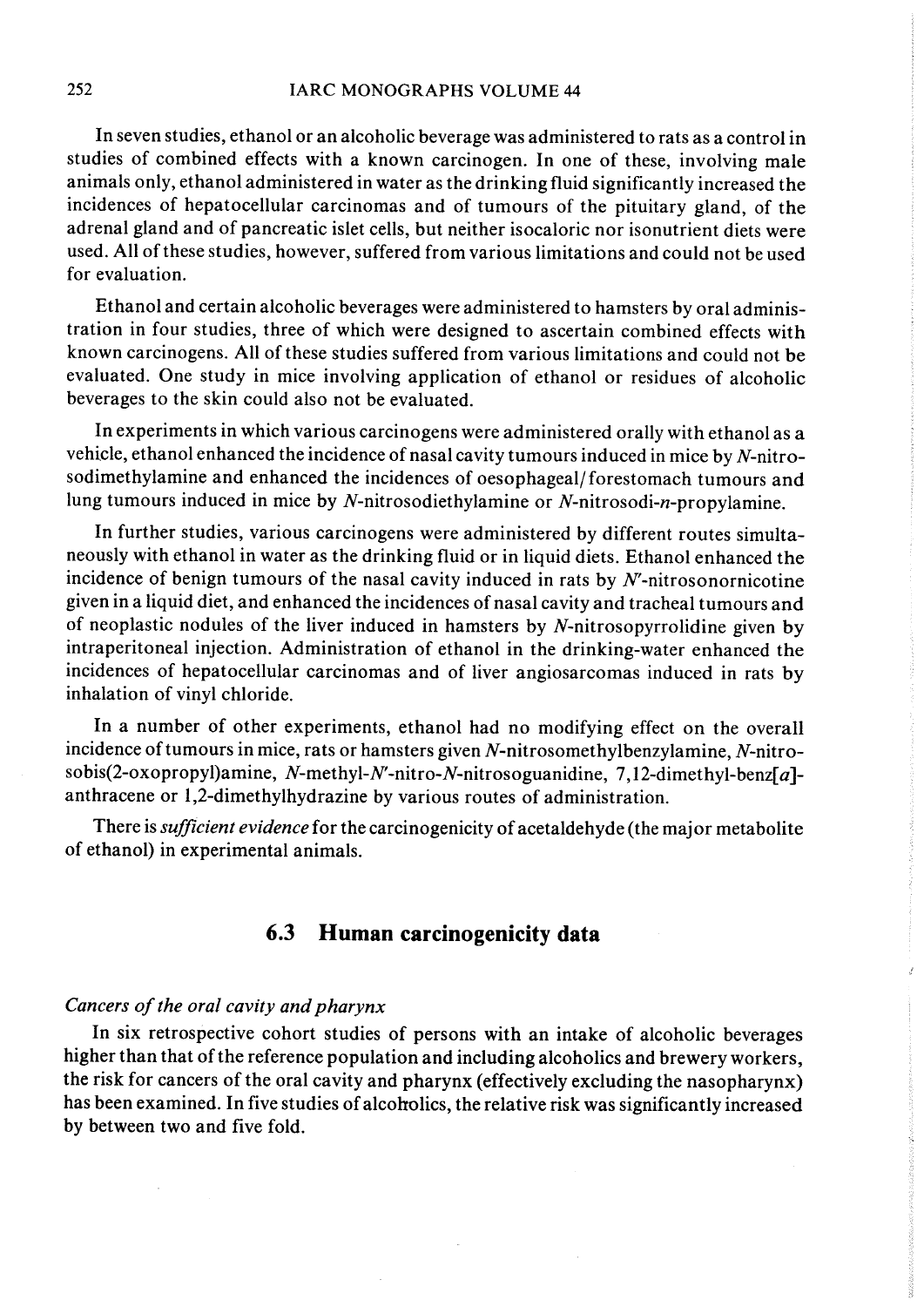In seven studies, ethanol or an alcoholic beverage was administered to rats as a control in studies of combined effects with a known carcinogen. In one of these, involving male animals only, ethanol administered in water as the drinking fluid significantly increased the incidences of hepatocellular carcinomas and of tumours of the pituitary gland, of the adrenal gland and of pancreatic islet cells, but neither isocaloric nor isonutrient diets were used. All of these studies, however, suffered from various limitations and could not be used for evaluation.

Ethanol and certain alcoholic beverages were administered to hamsters by oral administration in four studies, three of which were designed to ascertain combined effects with known carcinogens. All of these studies suffered from various limitations and could not be evaluated. One study in mice involving application of ethanol or residues of alcoholic beverages to the skin could also not be evaluated.

In experiments in which various carcinogens were administered orally with ethanol as a vehicle, ethanol enhanced the incidence of nasal cavity tumours induced in mice by *N*-nitrosodimethylamine and enhanced the incidences of oesophageal/forestomach tumours and lung tumours induced in mice by *N*-nitrosodiethylamine or *N*-nitrosodi-*n*-propylamine.

In further studies, various carcinogens were administered by different routes simultaneously with ethanol in water as the drinking fluid or in liquid diets. Ethanol enhanced the incidence of benign tumours of the nasal cavity induced in rats by *N'*-nitrosonornicotine given in a liquid diet, and enhanced the incidences of nasal cavity and tracheal tumours and of neoplastic nodules of the liver induced in hamsters by *N*-nitrosopyrrolidine given by intraperitoneal injection. Administration of ethanol in the drinking-water enhanced the incidences of hepatocellular carcinomas and of liver angiosarcomas induced in rats by inhalation of vinyl chloride.

In a number of other experiments, ethanol had no modifying effect on the overall incidence of tumours in mice, rats or hamsters given *N*-nitrosomethylbenzylamine, *N*-nitrosobis(2-oxopropyl)amine, *N*-methyl-*N'*-nitro-*N*-nitrosoguanidine, 7,12-dimethyl-benz[*a*]-anthracene or 1,2-dimethylhydrazine by various routes of administration.

There is *sufficient evidence* for the carcinogenicity of acetaldehyde (the major metabolite of ethanol) in experimental animals.

## 6.3 Human carcinogenicity data

*Cancers of the oral cavity and pharynx*

In six retrospective cohort studies of persons with an intake of alcoholic beverages higher than that of the reference population and including alcoholics and brewery workers, the risk for cancers of the oral cavity and pharynx (effectively excluding the nasopharynx) has been examined. In five studies of alcoholics, the relative risk was significantly increased by between two and five fold.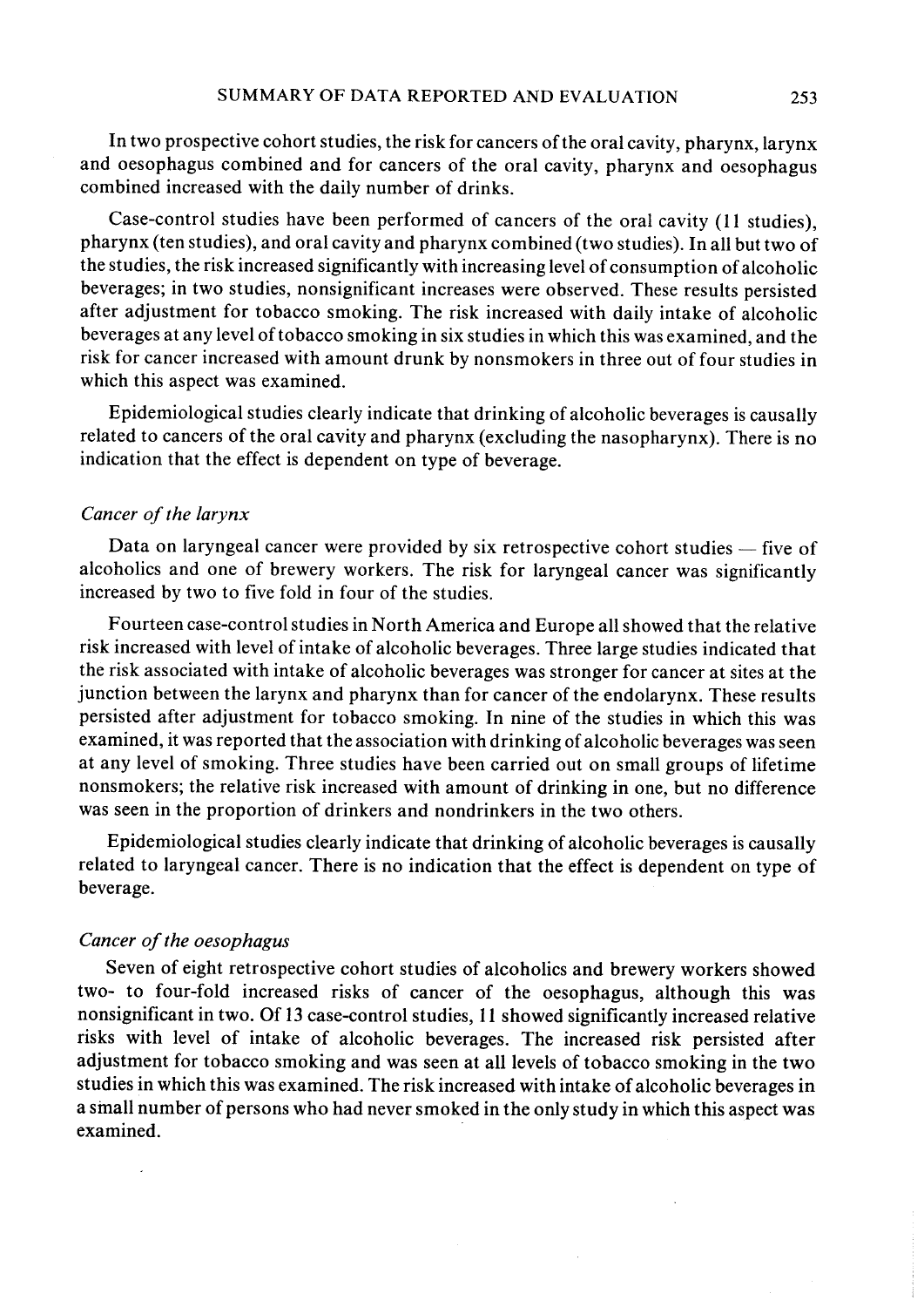In two prospective cohort studies, the risk for cancers of the oral cavity, pharynx, larynx and oesophagus combined and for cancers of the oral cavity, pharynx and oesophagus combined increased with the daily number of drinks.

Case-control studies have been performed of cancers of the oral cavity (11 studies), pharynx (ten studies), and oral cavity and pharynx combined (two studies). In all but two of the studies, the risk increased significantly with increasing level of consumption of alcoholic beverages; in two studies, nonsignificant increases were observed. These results persisted after adjustment for tobacco smoking. The risk increased with daily intake of alcoholic beverages at any level of tobacco smoking in six studies in which this was examined, and the risk for cancer increased with amount drunk by nonsmokers in three out of four studies in which this aspect was examined.

Epidemiological studies clearly indicate that drinking of alcoholic beverages is causally related to cancers of the oral cavity and pharynx (excluding the nasopharynx). There is no indication that the effect is dependent on type of beverage.

### *Cancer of the larynx*

Data on laryngeal cancer were provided by six retrospective cohort studies — five of alcoholics and one of brewery workers. The risk for laryngeal cancer was significantly increased by two to five fold in four of the studies.

Fourteen case-control studies in North America and Europe all showed that the relative risk increased with level of intake of alcoholic beverages. Three large studies indicated that the risk associated with intake of alcoholic beverages was stronger for cancer at sites at the junction between the larynx and pharynx than for cancer of the endolarynx. These results persisted after adjustment for tobacco smoking. In nine of the studies in which this was examined, it was reported that the association with drinking of alcoholic beverages was seen at any level of smoking. Three studies have been carried out on small groups of lifetime nonsmokers; the relative risk increased with amount of drinking in one, but no difference was seen in the proportion of drinkers and nondrinkers in the two others.

Epidemiological studies clearly indicate that drinking of alcoholic beverages is causally related to laryngeal cancer. There is no indication that the effect is dependent on type of beverage.

### *Cancer of the oesophagus*

Seven of eight retrospective cohort studies of alcoholics and brewery workers showed two- to four-fold increased risks of cancer of the oesophagus, although this was nonsignificant in two. Of 13 case-control studies, 11 showed significantly increased relative risks with level of intake of alcoholic beverages. The increased risk persisted after adjustment for tobacco smoking and was seen at all levels of tobacco smoking in the two studies in which this was examined. The risk increased with intake of alcoholic beverages in a small number of persons who had never smoked in the only study in which this aspect was examined.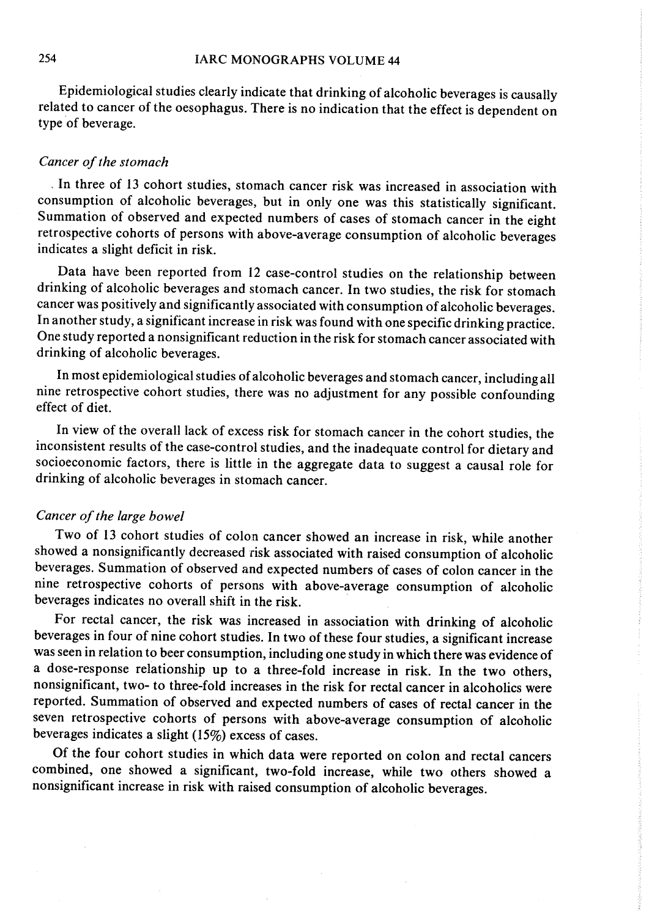Epidemiological studies clearly indicate that drinking of alcoholic beverages is causally related to cancer of the oesophagus. There is no indication that the effect is dependent on type of beverage.

*Cancer of the stomach*

In three of 13 cohort studies, stomach cancer risk was increased in association with consumption of alcoholic beverages, but in only one was this statistically significant. Summation of observed and expected numbers of cases of stomach cancer in the eight retrospective cohorts of persons with above-average consumption of alcoholic beverages indicates a slight deficit in risk.

Data have been reported from 12 case-control studies on the relationship between drinking of alcoholic beverages and stomach cancer. In two studies, the risk for stomach cancer was positively and significantly associated with consumption of alcoholic beverages. In another study, a significant increase in risk was found with one specific drinking practice. One study reported a nonsignificant reduction in the risk for stomach cancer associated with drinking of alcoholic beverages.

In most epidemiological studies of alcoholic beverages and stomach cancer, including all nine retrospective cohort studies, there was no adjustment for any possible confounding effect of diet.

In view of the overall lack of excess risk for stomach cancer in the cohort studies, the inconsistent results of the case-control studies, and the inadequate control for dietary and socioeconomic factors, there is little in the aggregate data to suggest a causal role for drinking of alcoholic beverages in stomach cancer.

*Cancer of the large bowel*

Two of 13 cohort studies of colon cancer showed an increase in risk, while another showed a nonsignificantly decreased risk associated with raised consumption of alcoholic beverages. Summation of observed and expected numbers of cases of colon cancer in the nine retrospective cohorts of persons with above-average consumption of alcoholic beverages indicates no overall shift in the risk.

For rectal cancer, the risk was increased in association with drinking of alcoholic beverages in four of nine cohort studies. In two of these four studies, a significant increase was seen in relation to beer consumption, including one study in which there was evidence of a dose-response relationship up to a three-fold increase in risk. In the two others, nonsignificant, two- to three-fold increases in the risk for rectal cancer in alcoholics were reported. Summation of observed and expected numbers of cases of rectal cancer in the seven retrospective cohorts of persons with above-average consumption of alcoholic beverages indicates a slight (15%) excess of cases.

Of the four cohort studies in which data were reported on colon and rectal cancers combined, one showed a significant, two-fold increase, while two others showed a nonsignificant increase in risk with raised consumption of alcoholic beverages.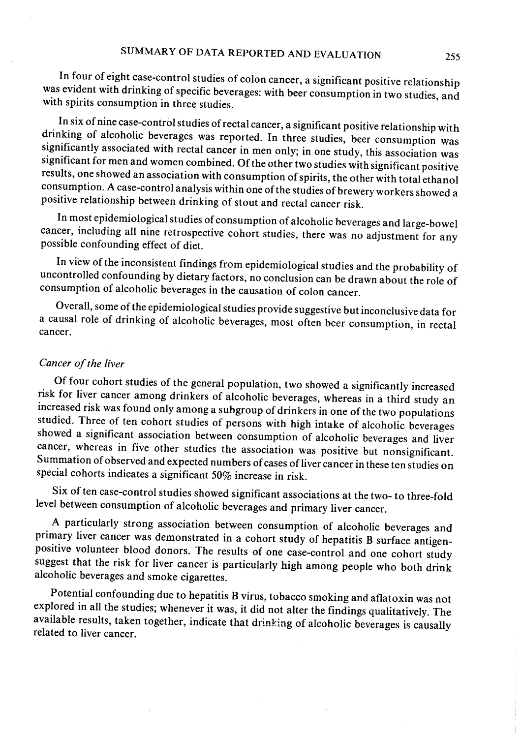In four of eight case-control studies of colon cancer, a significant positive relationship was evident with drinking of specific beverages: with beer consumption in two studies, and with spirits consumption in three studies.

In six of nine case-control studies of rectal cancer, a significant positive relationship with drinking of alcoholic beverages was reported. In three studies, beer consumption was significantly associated with rectal cancer in men only; in one study, this association was significant for men and women combined. Of the other two studies with significant positive results, one showed an association with consumption of spirits, the other with total ethanol consumption. A case-control analysis within one of the studies of brewery workers showed a positive relationship between drinking of stout and rectal cancer risk.

In most epidemiological studies of consumption of alcoholic beverages and large-bowel cancer, including all nine retrospective cohort studies, there was no adjustment for any possible confounding effect of diet.

In view of the inconsistent findings from epidemiological studies and the probability of uncontrolled confounding by dietary factors, no conclusion can be drawn about the role of consumption of alcoholic beverages in the causation of colon cancer.

Overall, some of the epidemiological studies provide suggestive but inconclusive data for a causal role of drinking of alcoholic beverages, most often beer consumption, in rectal cancer.

### *Cancer of the liver*

Of four cohort studies of the general population, two showed a significantly increased risk for liver cancer among drinkers of alcoholic beverages, whereas in a third study an increased risk was found only among a subgroup of drinkers in one of the two populations studied. Three of ten cohort studies of persons with high intake of alcoholic beverages showed a significant association between consumption of alcoholic beverages and liver cancer, whereas in five other studies the association was positive but nonsignificant. Summation of observed and expected numbers of cases of liver cancer in these ten studies on special cohorts indicates a significant 50% increase in risk.

Six of ten case-control studies showed significant associations at the two- to three-fold level between consumption of alcoholic beverages and primary liver cancer.

A particularly strong association between consumption of alcoholic beverages and primary liver cancer was demonstrated in a cohort study of hepatitis B surface antigen-positive volunteer blood donors. The results of one case-control and one cohort study suggest that the risk for liver cancer is particularly high among people who both drink alcoholic beverages and smoke cigarettes.

Potential confounding due to hepatitis B virus, tobacco smoking and aflatoxin was not explored in all the studies; whenever it was, it did not alter the findings qualitatively. The available results, taken together, indicate that drinking of alcoholic beverages is causally related to liver cancer.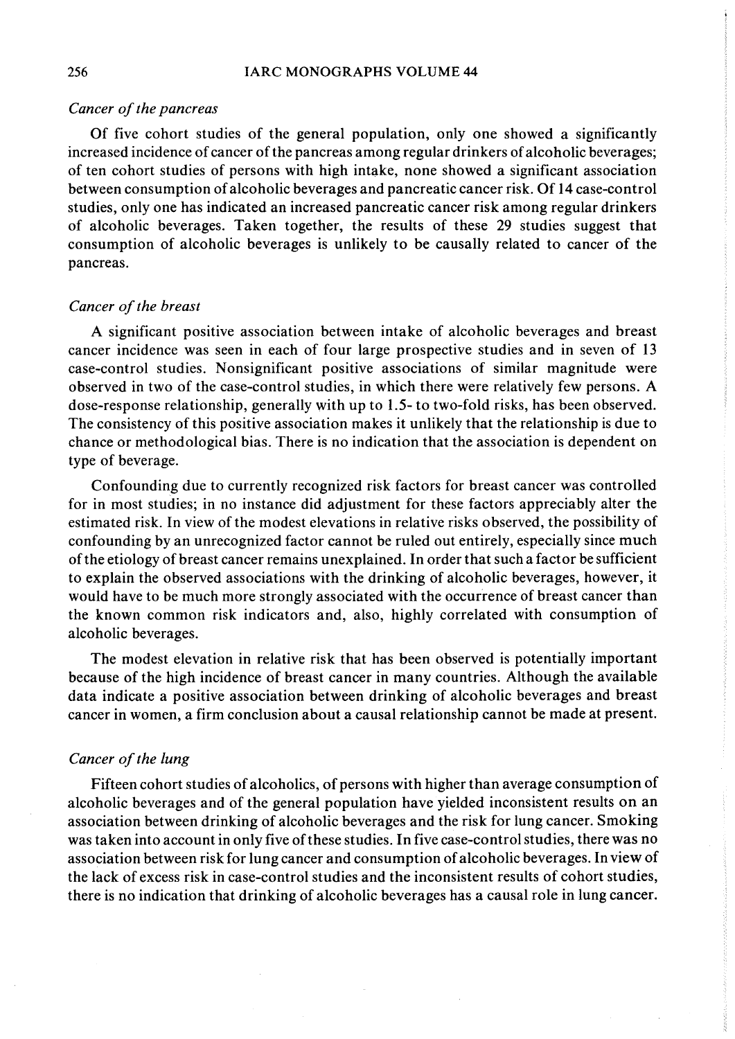*Cancer of the pancreas*

Of five cohort studies of the general population, only one showed a significantly increased incidence of cancer of the pancreas among regular drinkers of alcoholic beverages; of ten cohort studies of persons with high intake, none showed a significant association between consumption of alcoholic beverages and pancreatic cancer risk. Of 14 case-control studies, only one has indicated an increased pancreatic cancer risk among regular drinkers of alcoholic beverages. Taken together, the results of these 29 studies suggest that consumption of alcoholic beverages is unlikely to be causally related to cancer of the pancreas.

*Cancer of the breast*

A significant positive association between intake of alcoholic beverages and breast cancer incidence was seen in each of four large prospective studies and in seven of 13 case-control studies. Nonsignificant positive associations of similar magnitude were observed in two of the case-control studies, in which there were relatively few persons. A dose-response relationship, generally with up to 1.5- to two-fold risks, has been observed. The consistency of this positive association makes it unlikely that the relationship is due to chance or methodological bias. There is no indication that the association is dependent on type of beverage.

Confounding due to currently recognized risk factors for breast cancer was controlled for in most studies; in no instance did adjustment for these factors appreciably alter the estimated risk. In view of the modest elevations in relative risks observed, the possibility of confounding by an unrecognized factor cannot be ruled out entirely, especially since much of the etiology of breast cancer remains unexplained. In order that such a factor be sufficient to explain the observed associations with the drinking of alcoholic beverages, however, it would have to be much more strongly associated with the occurrence of breast cancer than the known common risk indicators and, also, highly correlated with consumption of alcoholic beverages.

The modest elevation in relative risk that has been observed is potentially important because of the high incidence of breast cancer in many countries. Although the available data indicate a positive association between drinking of alcoholic beverages and breast cancer in women, a firm conclusion about a causal relationship cannot be made at present.

*Cancer of the lung*

Fifteen cohort studies of alcoholics, of persons with higher than average consumption of alcoholic beverages and of the general population have yielded inconsistent results on an association between drinking of alcoholic beverages and the risk for lung cancer. Smoking was taken into account in only five of these studies. In five case-control studies, there was no association between risk for lung cancer and consumption of alcoholic beverages. In view of the lack of excess risk in case-control studies and the inconsistent results of cohort studies, there is no indication that drinking of alcoholic beverages has a causal role in lung cancer.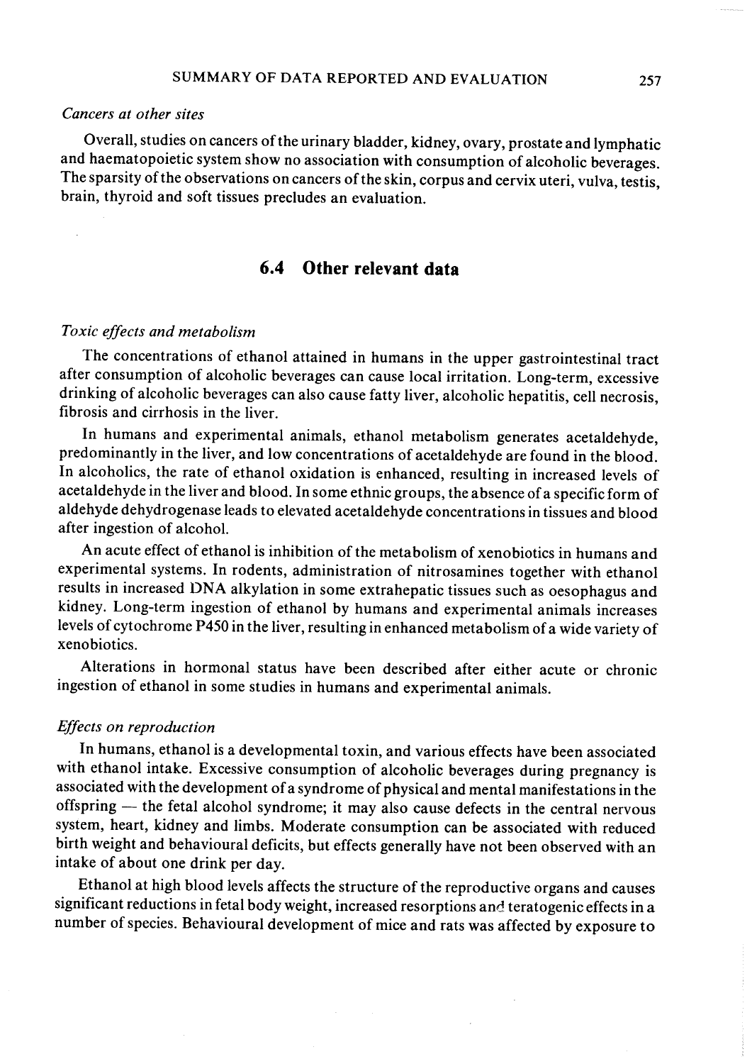*Cancers at other sites*

Overall, studies on cancers of the urinary bladder, kidney, ovary, prostate and lymphatic and haematopoietic system show no association with consumption of alcoholic beverages. The sparsity of the observations on cancers of the skin, corpus and cervix uteri, vulva, testis, brain, thyroid and soft tissues precludes an evaluation.

## 6.4 Other relevant data

*Toxic effects and metabolism*

The concentrations of ethanol attained in humans in the upper gastrointestinal tract after consumption of alcoholic beverages can cause local irritation. Long-term, excessive drinking of alcoholic beverages can also cause fatty liver, alcoholic hepatitis, cell necrosis, fibrosis and cirrhosis in the liver.

In humans and experimental animals, ethanol metabolism generates acetaldehyde, predominantly in the liver, and low concentrations of acetaldehyde are found in the blood. In alcoholics, the rate of ethanol oxidation is enhanced, resulting in increased levels of acetaldehyde in the liver and blood. In some ethnic groups, the absence of a specific form of aldehyde dehydrogenase leads to elevated acetaldehyde concentrations in tissues and blood after ingestion of alcohol.

An acute effect of ethanol is inhibition of the metabolism of xenobiotics in humans and experimental systems. In rodents, administration of nitrosamines together with ethanol results in increased DNA alkylation in some extrahepatic tissues such as oesophagus and kidney. Long-term ingestion of ethanol by humans and experimental animals increases levels of cytochrome P450 in the liver, resulting in enhanced metabolism of a wide variety of xenobiotics.

Alterations in hormonal status have been described after either acute or chronic ingestion of ethanol in some studies in humans and experimental animals.

*Effects on reproduction*

In humans, ethanol is a developmental toxin, and various effects have been associated with ethanol intake. Excessive consumption of alcoholic beverages during pregnancy is associated with the development of a syndrome of physical and mental manifestations in the offspring — the fetal alcohol syndrome; it may also cause defects in the central nervous system, heart, kidney and limbs. Moderate consumption can be associated with reduced birth weight and behavioural deficits, but effects generally have not been observed with an intake of about one drink per day.

Ethanol at high blood levels affects the structure of the reproductive organs and causes significant reductions in fetal body weight, increased resorptions and teratogenic effects in a number of species. Behavioural development of mice and rats was affected by exposure to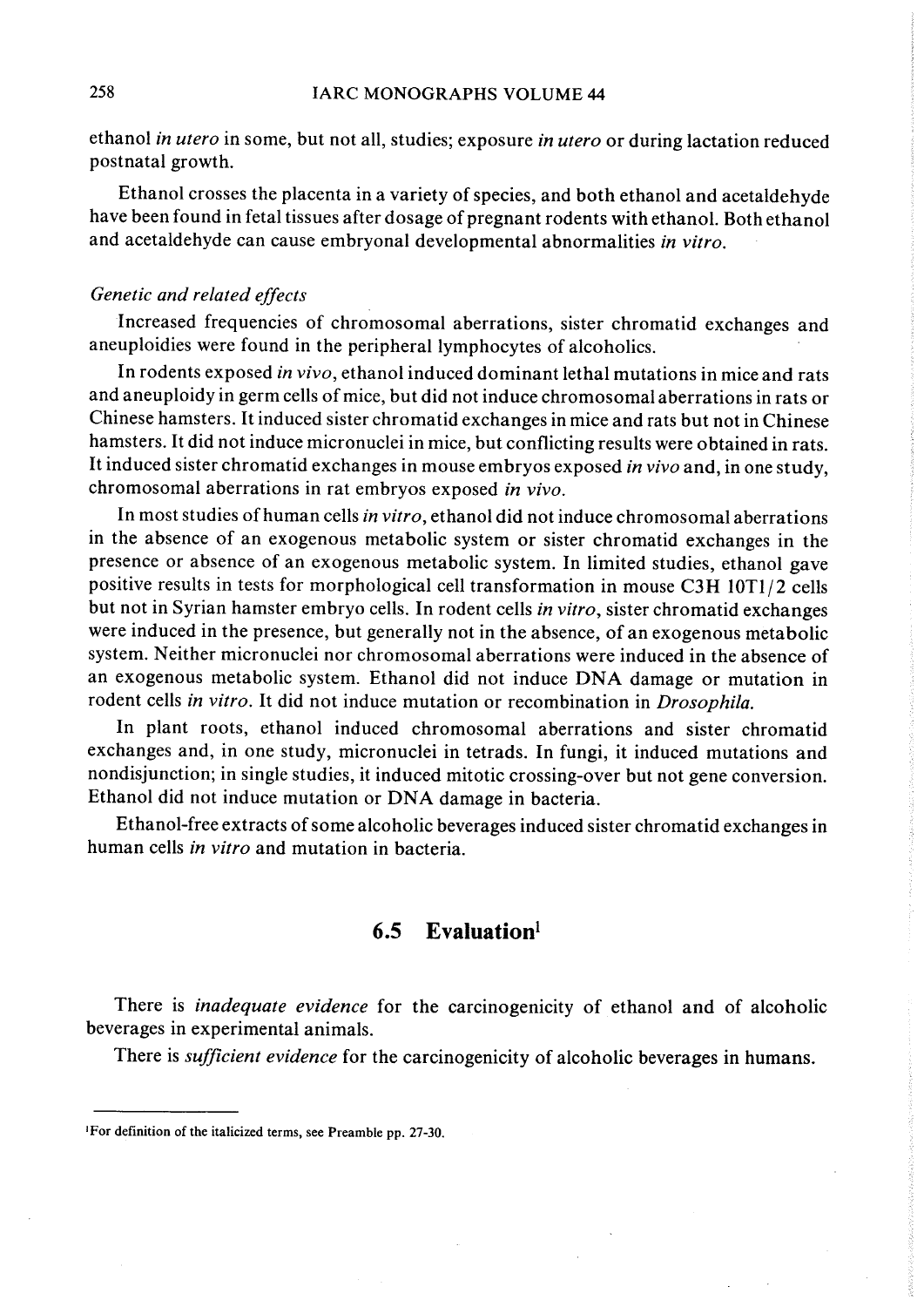ethanol *in utero* in some, but not all, studies; exposure *in utero* or during lactation reduced postnatal growth.

Ethanol crosses the placenta in a variety of species, and both ethanol and acetaldehyde have been found in fetal tissues after dosage of pregnant rodents with ethanol. Both ethanol and acetaldehyde can cause embryonal developmental abnormalities *in vitro*.

*Genetic and related effects*

Increased frequencies of chromosomal aberrations, sister chromatid exchanges and aneuploidies were found in the peripheral lymphocytes of alcoholics.

In rodents exposed *in vivo*, ethanol induced dominant lethal mutations in mice and rats and aneuploidy in germ cells of mice, but did not induce chromosomal aberrations in rats or Chinese hamsters. It induced sister chromatid exchanges in mice and rats but not in Chinese hamsters. It did not induce micronuclei in mice, but conflicting results were obtained in rats. It induced sister chromatid exchanges in mouse embryos exposed *in vivo* and, in one study, chromosomal aberrations in rat embryos exposed *in vivo*.

In most studies of human cells *in vitro*, ethanol did not induce chromosomal aberrations in the absence of an exogenous metabolic system or sister chromatid exchanges in the presence or absence of an exogenous metabolic system. In limited studies, ethanol gave positive results in tests for morphological cell transformation in mouse C3H 10T1/2 cells but not in Syrian hamster embryo cells. In rodent cells *in vitro*, sister chromatid exchanges were induced in the presence, but generally not in the absence, of an exogenous metabolic system. Neither micronuclei nor chromosomal aberrations were induced in the absence of an exogenous metabolic system. Ethanol did not induce DNA damage or mutation in rodent cells *in vitro*. It did not induce mutation or recombination in *Drosophila*.

In plant roots, ethanol induced chromosomal aberrations and sister chromatid exchanges and, in one study, micronuclei in tetrads. In fungi, it induced mutations and nondisjunction; in single studies, it induced mitotic crossing-over but not gene conversion. Ethanol did not induce mutation or DNA damage in bacteria.

Ethanol-free extracts of some alcoholic beverages induced sister chromatid exchanges in human cells *in vitro* and mutation in bacteria.

## 6.5 Evaluation[1]

There is *inadequate evidence* for the carcinogenicity of ethanol and of alcoholic beverages in experimental animals.

There is *sufficient evidence* for the carcinogenicity of alcoholic beverages in humans.

---

[1]For definition of the italicized terms, see Preamble pp. 27-30.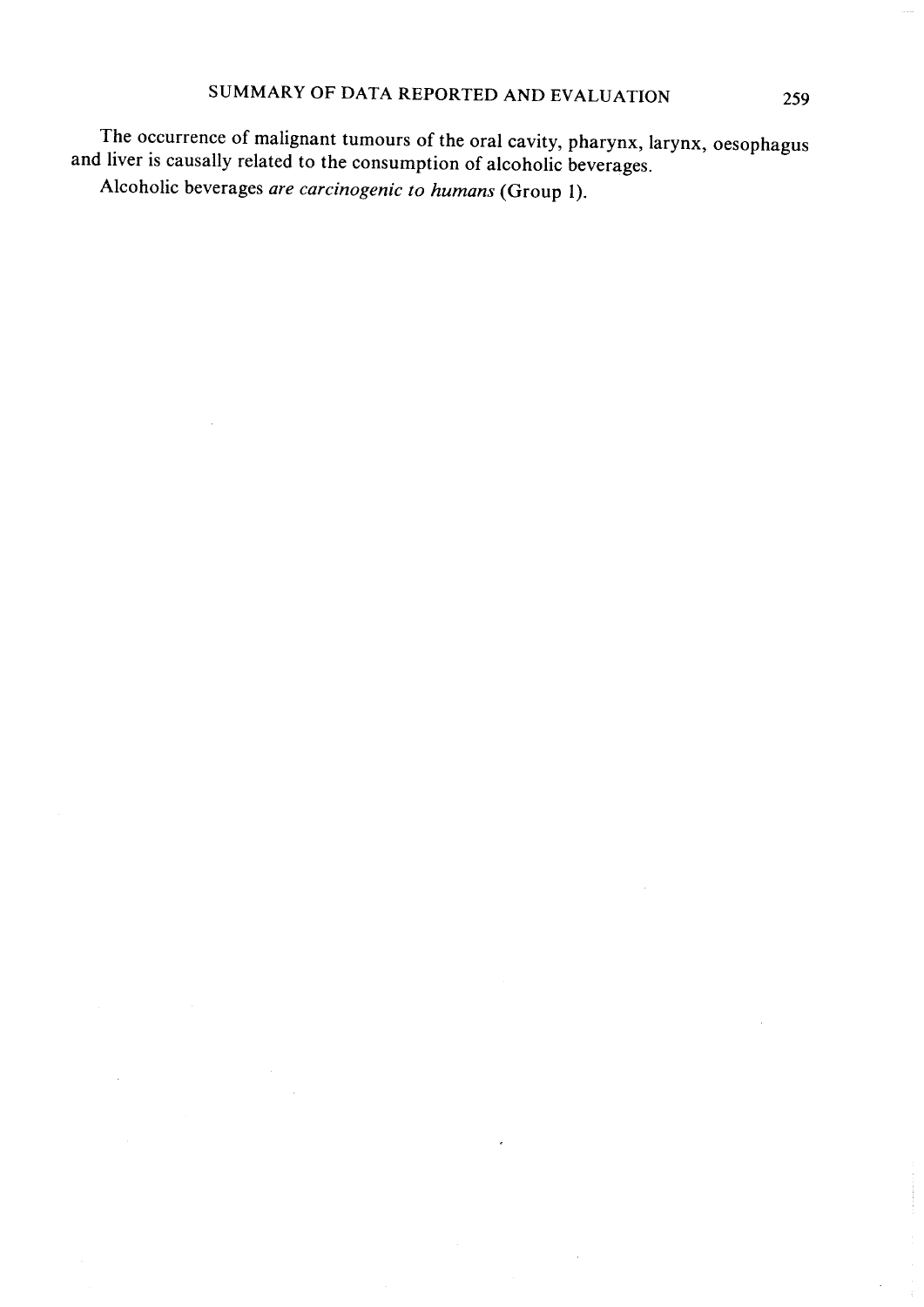The occurrence of malignant tumours of the oral cavity, pharynx, larynx, oesophagus and liver is causally related to the consumption of alcoholic beverages.

Alcoholic beverages *are carcinogenic to humans* (Group 1).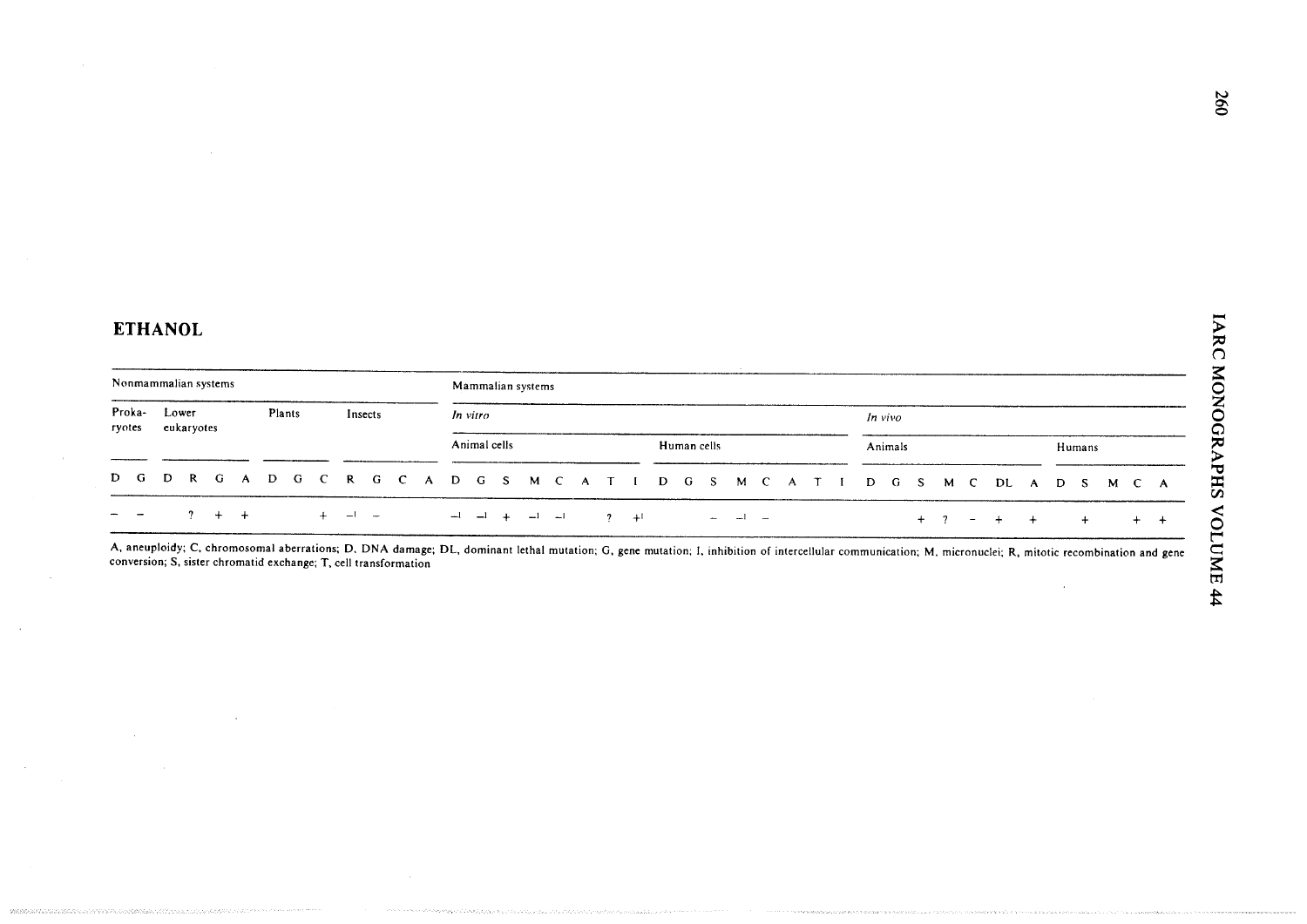## ETHANOL

| Nonmammalian systems | | | | | | | | | | | | | Mammalian systems | | | | | | | | | | | | | | | | | | | | | | | | | | | |
|---|---|---|---|---|---|---|---|---|---|---|---|---|---|---|---|---|---|---|---|---|---|---|---|---|---|---|---|---|---|---|---|---|---|---|---|---|---|---|---|---|
| Prokaryotes | | Lower eukaryotes | | | | Plants | | | Insects | | | | *In vitro* | | | | | | | | | | | | | | | | *In vivo* | | | | | | | | | | | |
| | | | | | | | | | | | | | Animal cells | | | | | | | | Human cells | | | | | | | | Animals | | | | | | | Humans | | | | |
| D | G | D | R | G | A | D | G | C | R | G | C | A | D | G | S | M | C | A | T | I | D | G | S | M | C | A | T | I | D | G | S | M | C | DL | A | D | S | M | C | A |
| – | – | | ? | + | + | | | + | –[1] | – | | | –[1] | –[1] | + | –[1] | –[1] | | ? | +[1] | | | – | –[1] | – | | | | | | + | ? | – | + | + | | + | | + | + |

A, aneuploidy; C, chromosomal aberrations; D, DNA damage; DL, dominant lethal mutation; G, gene mutation; I, inhibition of intercellular communication; M, micronuclei; R, mitotic recombination and gene conversion; S, sister chromatid exchange; T, cell transformation